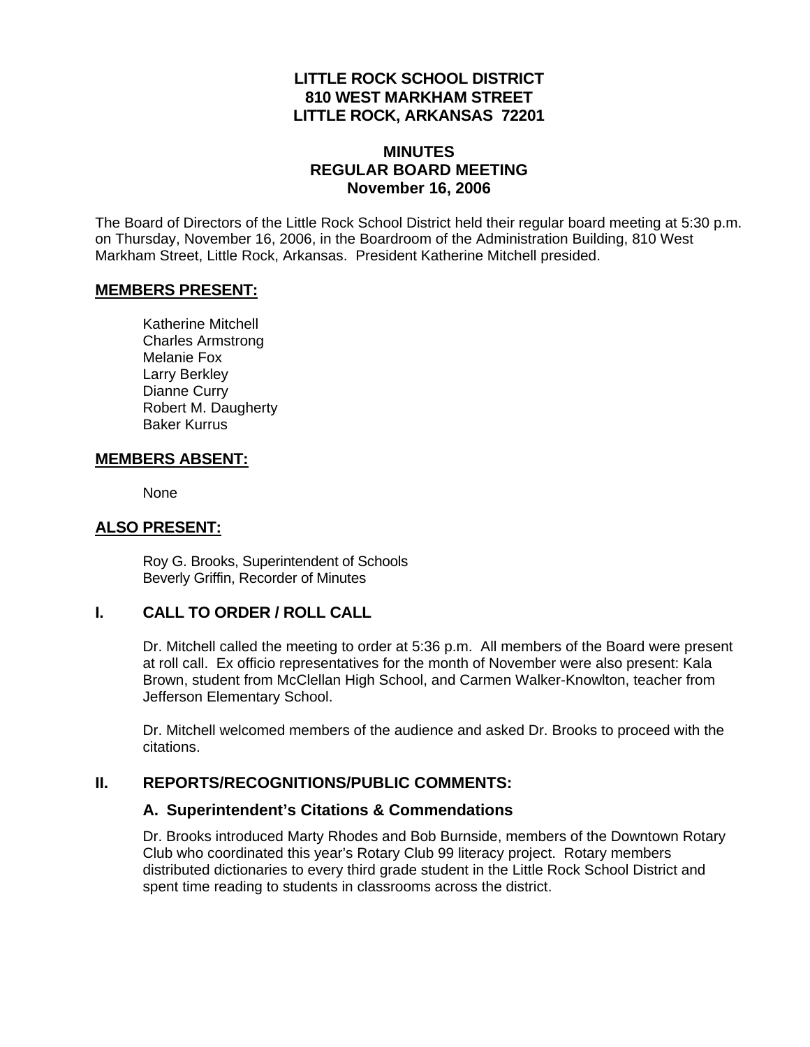# LITTLE ROCK SCHOOL DISTRICT
## 810 WEST MARKHAM STREET
## LITTLE ROCK, ARKANSAS 72201

# MINUTES
## REGULAR BOARD MEETING
## November 16, 2006

The Board of Directors of the Little Rock School District held their regular board meeting at 5:30 p.m. on Thursday, November 16, 2006, in the Boardroom of the Administration Building, 810 West Markham Street, Little Rock, Arkansas. President Katherine Mitchell presided.

**MEMBERS PRESENT:**

Katherine Mitchell
Charles Armstrong
Melanie Fox
Larry Berkley
Dianne Curry
Robert M. Daugherty
Baker Kurrus

**MEMBERS ABSENT:**

None

**ALSO PRESENT:**

Roy G. Brooks, Superintendent of Schools
Beverly Griffin, Recorder of Minutes

## I. CALL TO ORDER / ROLL CALL

Dr. Mitchell called the meeting to order at 5:36 p.m. All members of the Board were present at roll call. Ex officio representatives for the month of November were also present: Kala Brown, student from McClellan High School, and Carmen Walker-Knowlton, teacher from Jefferson Elementary School.

Dr. Mitchell welcomed members of the audience and asked Dr. Brooks to proceed with the citations.

## II. REPORTS/RECOGNITIONS/PUBLIC COMMENTS:

### A. Superintendent's Citations & Commendations

Dr. Brooks introduced Marty Rhodes and Bob Burnside, members of the Downtown Rotary Club who coordinated this year's Rotary Club 99 literacy project. Rotary members distributed dictionaries to every third grade student in the Little Rock School District and spent time reading to students in classrooms across the district.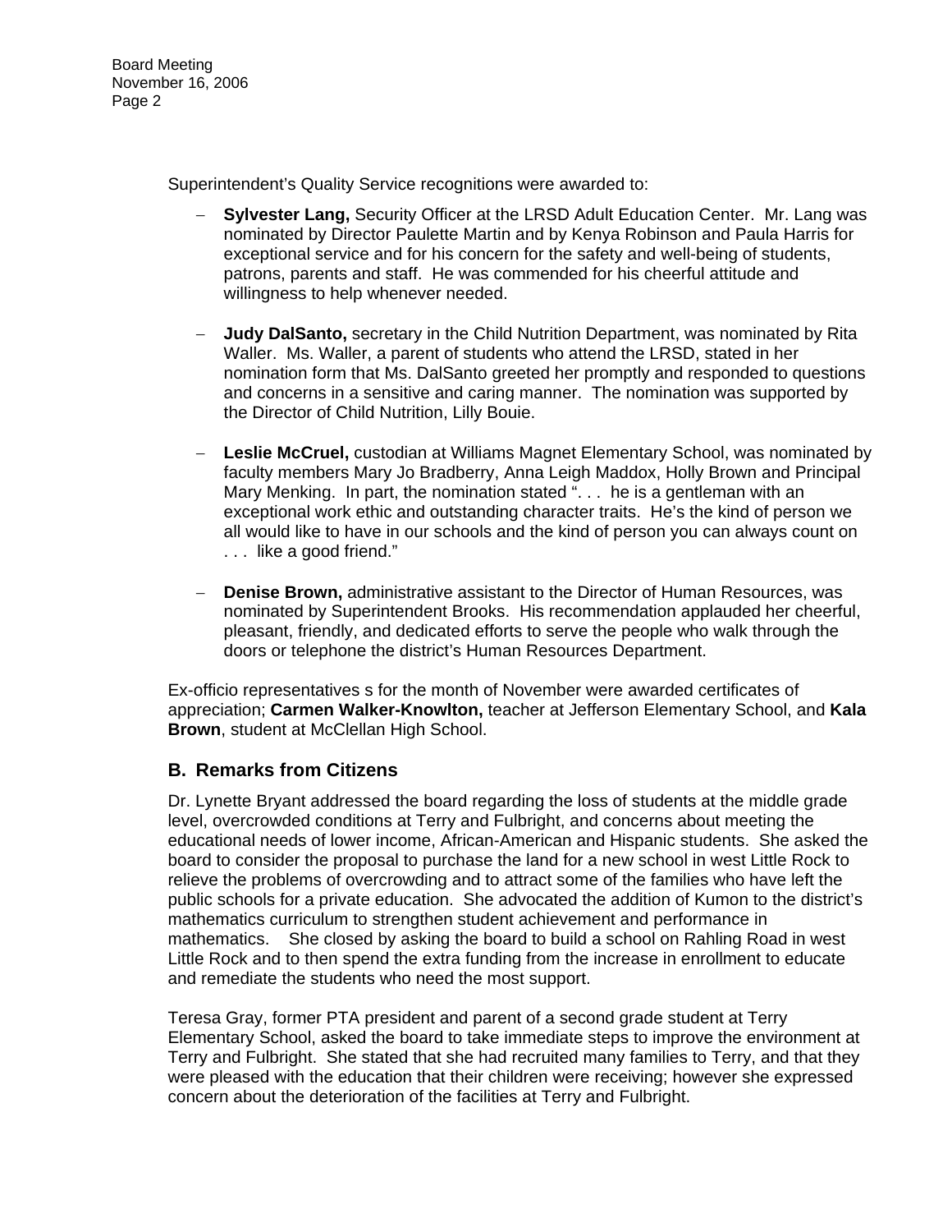Superintendent's Quality Service recognitions were awarded to:

- **Sylvester Lang,** Security Officer at the LRSD Adult Education Center. Mr. Lang was nominated by Director Paulette Martin and by Kenya Robinson and Paula Harris for exceptional service and for his concern for the safety and well-being of students, patrons, parents and staff. He was commended for his cheerful attitude and willingness to help whenever needed.

- **Judy DalSanto,** secretary in the Child Nutrition Department, was nominated by Rita Waller. Ms. Waller, a parent of students who attend the LRSD, stated in her nomination form that Ms. DalSanto greeted her promptly and responded to questions and concerns in a sensitive and caring manner. The nomination was supported by the Director of Child Nutrition, Lilly Bouie.

- **Leslie McCruel,** custodian at Williams Magnet Elementary School, was nominated by faculty members Mary Jo Bradberry, Anna Leigh Maddox, Holly Brown and Principal Mary Menking. In part, the nomination stated ". . . he is a gentleman with an exceptional work ethic and outstanding character traits. He's the kind of person we all would like to have in our schools and the kind of person you can always count on . . . like a good friend."

- **Denise Brown,** administrative assistant to the Director of Human Resources, was nominated by Superintendent Brooks. His recommendation applauded her cheerful, pleasant, friendly, and dedicated efforts to serve the people who walk through the doors or telephone the district's Human Resources Department.

Ex-officio representatives s for the month of November were awarded certificates of appreciation; **Carmen Walker-Knowlton,** teacher at Jefferson Elementary School, and **Kala Brown**, student at McClellan High School.

## B. Remarks from Citizens

Dr. Lynette Bryant addressed the board regarding the loss of students at the middle grade level, overcrowded conditions at Terry and Fulbright, and concerns about meeting the educational needs of lower income, African-American and Hispanic students. She asked the board to consider the proposal to purchase the land for a new school in west Little Rock to relieve the problems of overcrowding and to attract some of the families who have left the public schools for a private education. She advocated the addition of Kumon to the district's mathematics curriculum to strengthen student achievement and performance in mathematics. She closed by asking the board to build a school on Rahling Road in west Little Rock and to then spend the extra funding from the increase in enrollment to educate and remediate the students who need the most support.

Teresa Gray, former PTA president and parent of a second grade student at Terry Elementary School, asked the board to take immediate steps to improve the environment at Terry and Fulbright. She stated that she had recruited many families to Terry, and that they were pleased with the education that their children were receiving; however she expressed concern about the deterioration of the facilities at Terry and Fulbright.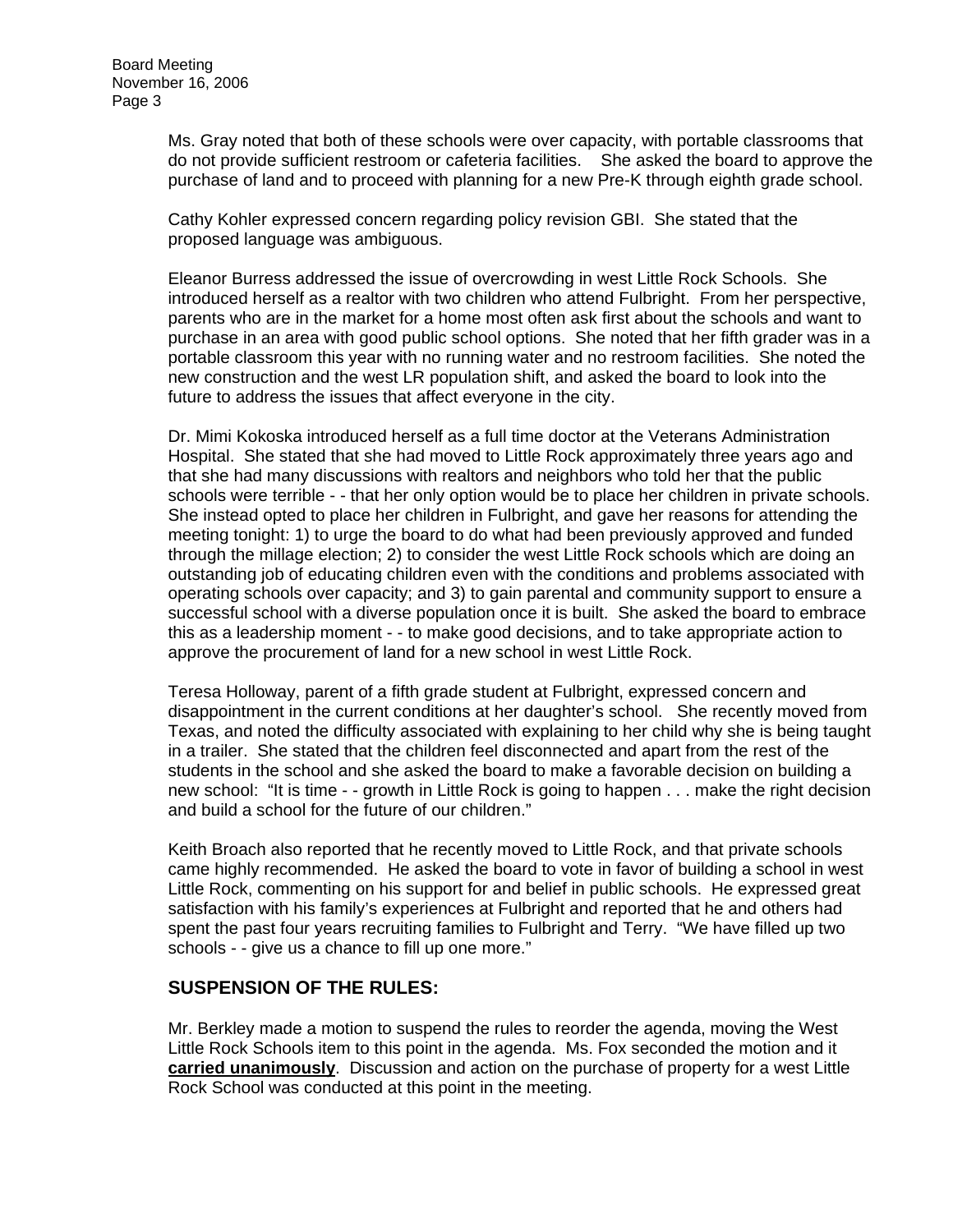Ms. Gray noted that both of these schools were over capacity, with portable classrooms that do not provide sufficient restroom or cafeteria facilities. She asked the board to approve the purchase of land and to proceed with planning for a new Pre-K through eighth grade school.

Cathy Kohler expressed concern regarding policy revision GBI. She stated that the proposed language was ambiguous.

Eleanor Burress addressed the issue of overcrowding in west Little Rock Schools. She introduced herself as a realtor with two children who attend Fulbright. From her perspective, parents who are in the market for a home most often ask first about the schools and want to purchase in an area with good public school options. She noted that her fifth grader was in a portable classroom this year with no running water and no restroom facilities. She noted the new construction and the west LR population shift, and asked the board to look into the future to address the issues that affect everyone in the city.

Dr. Mimi Kokoska introduced herself as a full time doctor at the Veterans Administration Hospital. She stated that she had moved to Little Rock approximately three years ago and that she had many discussions with realtors and neighbors who told her that the public schools were terrible - - that her only option would be to place her children in private schools. She instead opted to place her children in Fulbright, and gave her reasons for attending the meeting tonight: 1) to urge the board to do what had been previously approved and funded through the millage election; 2) to consider the west Little Rock schools which are doing an outstanding job of educating children even with the conditions and problems associated with operating schools over capacity; and 3) to gain parental and community support to ensure a successful school with a diverse population once it is built. She asked the board to embrace this as a leadership moment - - to make good decisions, and to take appropriate action to approve the procurement of land for a new school in west Little Rock.

Teresa Holloway, parent of a fifth grade student at Fulbright, expressed concern and disappointment in the current conditions at her daughter's school. She recently moved from Texas, and noted the difficulty associated with explaining to her child why she is being taught in a trailer. She stated that the children feel disconnected and apart from the rest of the students in the school and she asked the board to make a favorable decision on building a new school: "It is time - - growth in Little Rock is going to happen . . . make the right decision and build a school for the future of our children."

Keith Broach also reported that he recently moved to Little Rock, and that private schools came highly recommended. He asked the board to vote in favor of building a school in west Little Rock, commenting on his support for and belief in public schools. He expressed great satisfaction with his family's experiences at Fulbright and reported that he and others had spent the past four years recruiting families to Fulbright and Terry. "We have filled up two schools - - give us a chance to fill up one more."

## SUSPENSION OF THE RULES:

Mr. Berkley made a motion to suspend the rules to reorder the agenda, moving the West Little Rock Schools item to this point in the agenda. Ms. Fox seconded the motion and it **carried unanimously**. Discussion and action on the purchase of property for a west Little Rock School was conducted at this point in the meeting.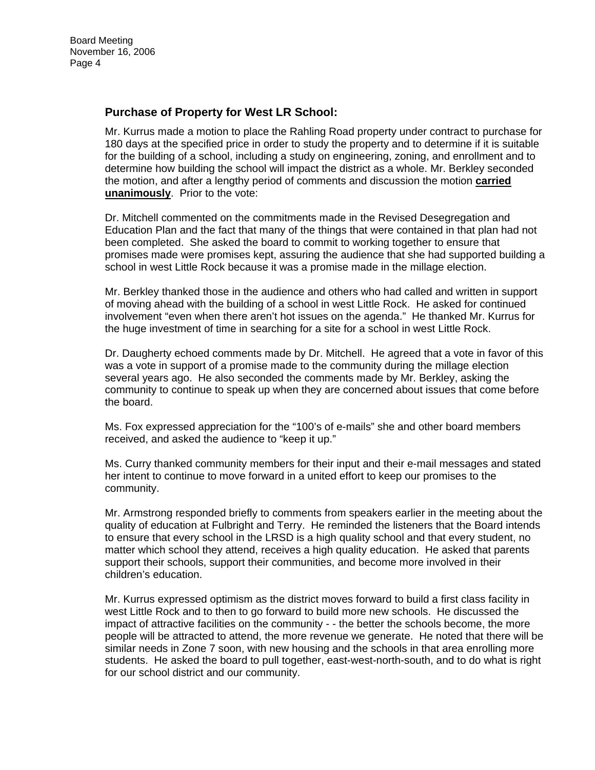## Purchase of Property for West LR School:

Mr. Kurrus made a motion to place the Rahling Road property under contract to purchase for 180 days at the specified price in order to study the property and to determine if it is suitable for the building of a school, including a study on engineering, zoning, and enrollment and to determine how building the school will impact the district as a whole. Mr. Berkley seconded the motion, and after a lengthy period of comments and discussion the motion **carried unanimously**. Prior to the vote:

Dr. Mitchell commented on the commitments made in the Revised Desegregation and Education Plan and the fact that many of the things that were contained in that plan had not been completed. She asked the board to commit to working together to ensure that promises made were promises kept, assuring the audience that she had supported building a school in west Little Rock because it was a promise made in the millage election.

Mr. Berkley thanked those in the audience and others who had called and written in support of moving ahead with the building of a school in west Little Rock. He asked for continued involvement "even when there aren't hot issues on the agenda." He thanked Mr. Kurrus for the huge investment of time in searching for a site for a school in west Little Rock.

Dr. Daugherty echoed comments made by Dr. Mitchell. He agreed that a vote in favor of this was a vote in support of a promise made to the community during the millage election several years ago. He also seconded the comments made by Mr. Berkley, asking the community to continue to speak up when they are concerned about issues that come before the board.

Ms. Fox expressed appreciation for the "100's of e-mails" she and other board members received, and asked the audience to "keep it up."

Ms. Curry thanked community members for their input and their e-mail messages and stated her intent to continue to move forward in a united effort to keep our promises to the community.

Mr. Armstrong responded briefly to comments from speakers earlier in the meeting about the quality of education at Fulbright and Terry. He reminded the listeners that the Board intends to ensure that every school in the LRSD is a high quality school and that every student, no matter which school they attend, receives a high quality education. He asked that parents support their schools, support their communities, and become more involved in their children's education.

Mr. Kurrus expressed optimism as the district moves forward to build a first class facility in west Little Rock and to then to go forward to build more new schools. He discussed the impact of attractive facilities on the community - - the better the schools become, the more people will be attracted to attend, the more revenue we generate. He noted that there will be similar needs in Zone 7 soon, with new housing and the schools in that area enrolling more students. He asked the board to pull together, east-west-north-south, and to do what is right for our school district and our community.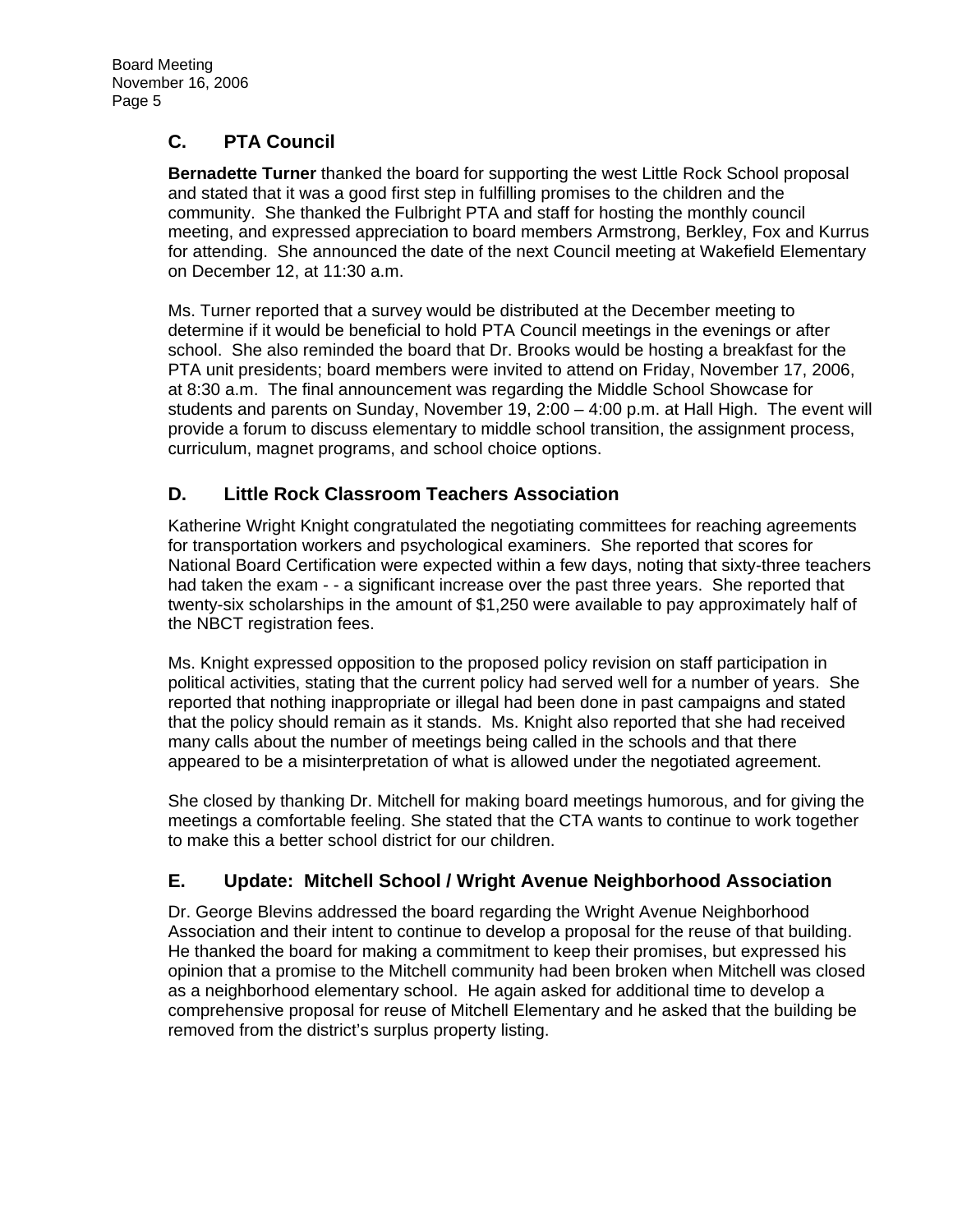## C. PTA Council

**Bernadette Turner** thanked the board for supporting the west Little Rock School proposal and stated that it was a good first step in fulfilling promises to the children and the community. She thanked the Fulbright PTA and staff for hosting the monthly council meeting, and expressed appreciation to board members Armstrong, Berkley, Fox and Kurrus for attending. She announced the date of the next Council meeting at Wakefield Elementary on December 12, at 11:30 a.m.

Ms. Turner reported that a survey would be distributed at the December meeting to determine if it would be beneficial to hold PTA Council meetings in the evenings or after school. She also reminded the board that Dr. Brooks would be hosting a breakfast for the PTA unit presidents; board members were invited to attend on Friday, November 17, 2006, at 8:30 a.m. The final announcement was regarding the Middle School Showcase for students and parents on Sunday, November 19, 2:00 – 4:00 p.m. at Hall High. The event will provide a forum to discuss elementary to middle school transition, the assignment process, curriculum, magnet programs, and school choice options.

## D. Little Rock Classroom Teachers Association

Katherine Wright Knight congratulated the negotiating committees for reaching agreements for transportation workers and psychological examiners. She reported that scores for National Board Certification were expected within a few days, noting that sixty-three teachers had taken the exam - - a significant increase over the past three years. She reported that twenty-six scholarships in the amount of $1,250 were available to pay approximately half of the NBCT registration fees.

Ms. Knight expressed opposition to the proposed policy revision on staff participation in political activities, stating that the current policy had served well for a number of years. She reported that nothing inappropriate or illegal had been done in past campaigns and stated that the policy should remain as it stands. Ms. Knight also reported that she had received many calls about the number of meetings being called in the schools and that there appeared to be a misinterpretation of what is allowed under the negotiated agreement.

She closed by thanking Dr. Mitchell for making board meetings humorous, and for giving the meetings a comfortable feeling. She stated that the CTA wants to continue to work together to make this a better school district for our children.

## E. Update: Mitchell School / Wright Avenue Neighborhood Association

Dr. George Blevins addressed the board regarding the Wright Avenue Neighborhood Association and their intent to continue to develop a proposal for the reuse of that building. He thanked the board for making a commitment to keep their promises, but expressed his opinion that a promise to the Mitchell community had been broken when Mitchell was closed as a neighborhood elementary school. He again asked for additional time to develop a comprehensive proposal for reuse of Mitchell Elementary and he asked that the building be removed from the district's surplus property listing.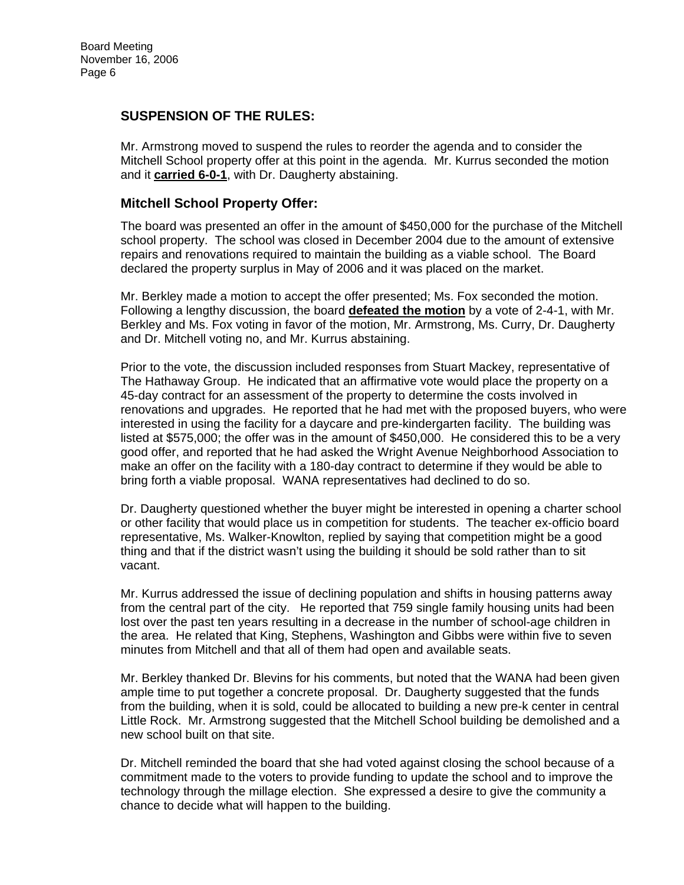## SUSPENSION OF THE RULES:

Mr. Armstrong moved to suspend the rules to reorder the agenda and to consider the Mitchell School property offer at this point in the agenda. Mr. Kurrus seconded the motion and it **carried 6-0-1**, with Dr. Daugherty abstaining.

## Mitchell School Property Offer:

The board was presented an offer in the amount of $450,000 for the purchase of the Mitchell school property. The school was closed in December 2004 due to the amount of extensive repairs and renovations required to maintain the building as a viable school. The Board declared the property surplus in May of 2006 and it was placed on the market.

Mr. Berkley made a motion to accept the offer presented; Ms. Fox seconded the motion. Following a lengthy discussion, the board **defeated the motion** by a vote of 2-4-1, with Mr. Berkley and Ms. Fox voting in favor of the motion, Mr. Armstrong, Ms. Curry, Dr. Daugherty and Dr. Mitchell voting no, and Mr. Kurrus abstaining.

Prior to the vote, the discussion included responses from Stuart Mackey, representative of The Hathaway Group. He indicated that an affirmative vote would place the property on a 45-day contract for an assessment of the property to determine the costs involved in renovations and upgrades. He reported that he had met with the proposed buyers, who were interested in using the facility for a daycare and pre-kindergarten facility. The building was listed at $575,000; the offer was in the amount of $450,000. He considered this to be a very good offer, and reported that he had asked the Wright Avenue Neighborhood Association to make an offer on the facility with a 180-day contract to determine if they would be able to bring forth a viable proposal. WANA representatives had declined to do so.

Dr. Daugherty questioned whether the buyer might be interested in opening a charter school or other facility that would place us in competition for students. The teacher ex-officio board representative, Ms. Walker-Knowlton, replied by saying that competition might be a good thing and that if the district wasn't using the building it should be sold rather than to sit vacant.

Mr. Kurrus addressed the issue of declining population and shifts in housing patterns away from the central part of the city. He reported that 759 single family housing units had been lost over the past ten years resulting in a decrease in the number of school-age children in the area. He related that King, Stephens, Washington and Gibbs were within five to seven minutes from Mitchell and that all of them had open and available seats.

Mr. Berkley thanked Dr. Blevins for his comments, but noted that the WANA had been given ample time to put together a concrete proposal. Dr. Daugherty suggested that the funds from the building, when it is sold, could be allocated to building a new pre-k center in central Little Rock. Mr. Armstrong suggested that the Mitchell School building be demolished and a new school built on that site.

Dr. Mitchell reminded the board that she had voted against closing the school because of a commitment made to the voters to provide funding to update the school and to improve the technology through the millage election. She expressed a desire to give the community a chance to decide what will happen to the building.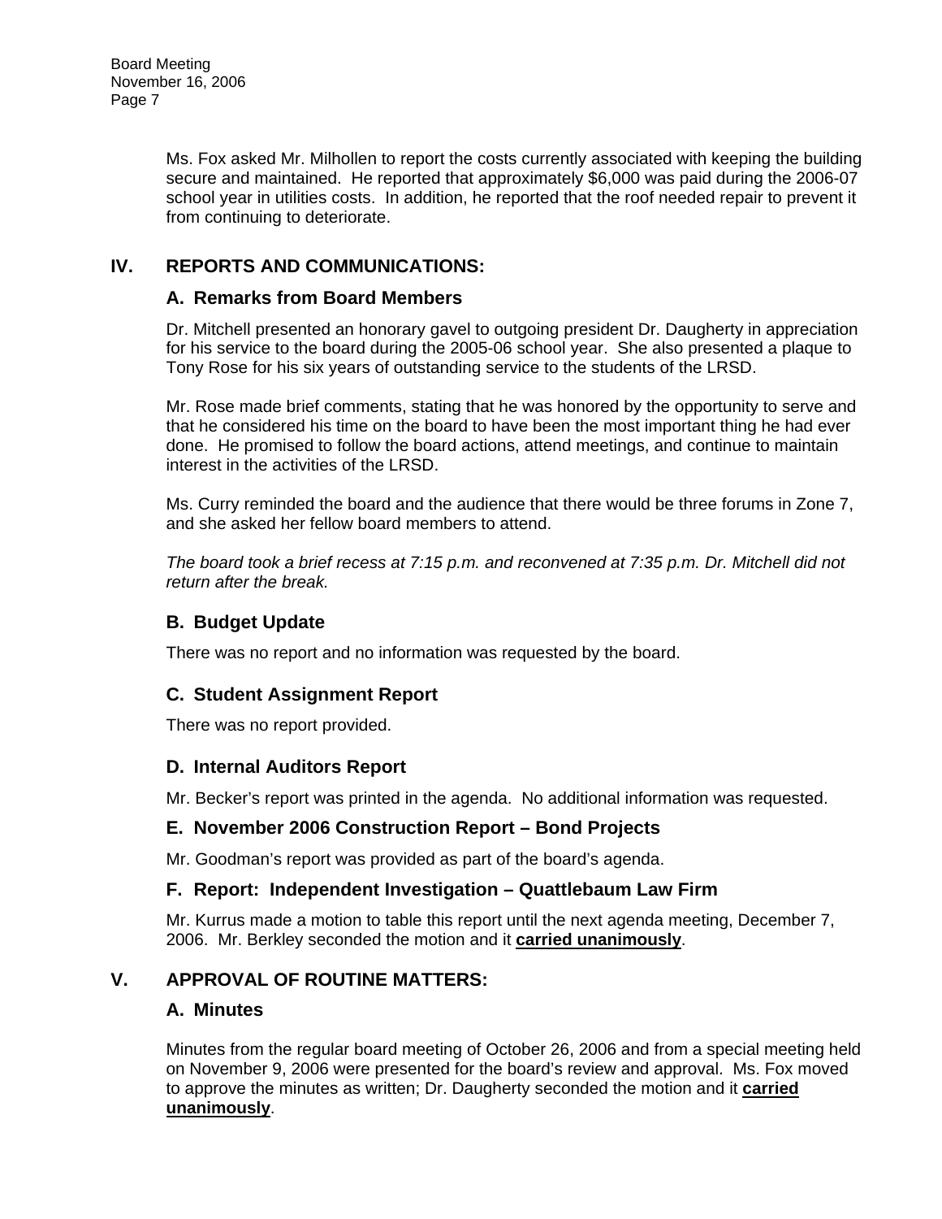Ms. Fox asked Mr. Milhollen to report the costs currently associated with keeping the building secure and maintained. He reported that approximately $6,000 was paid during the 2006-07 school year in utilities costs. In addition, he reported that the roof needed repair to prevent it from continuing to deteriorate.

## IV. REPORTS AND COMMUNICATIONS:

### A. Remarks from Board Members

Dr. Mitchell presented an honorary gavel to outgoing president Dr. Daugherty in appreciation for his service to the board during the 2005-06 school year. She also presented a plaque to Tony Rose for his six years of outstanding service to the students of the LRSD.

Mr. Rose made brief comments, stating that he was honored by the opportunity to serve and that he considered his time on the board to have been the most important thing he had ever done. He promised to follow the board actions, attend meetings, and continue to maintain interest in the activities of the LRSD.

Ms. Curry reminded the board and the audience that there would be three forums in Zone 7, and she asked her fellow board members to attend.

*The board took a brief recess at 7:15 p.m. and reconvened at 7:35 p.m. Dr. Mitchell did not return after the break.*

### B. Budget Update

There was no report and no information was requested by the board.

### C. Student Assignment Report

There was no report provided.

### D. Internal Auditors Report

Mr. Becker's report was printed in the agenda. No additional information was requested.

### E. November 2006 Construction Report – Bond Projects

Mr. Goodman's report was provided as part of the board's agenda.

### F. Report: Independent Investigation – Quattlebaum Law Firm

Mr. Kurrus made a motion to table this report until the next agenda meeting, December 7, 2006. Mr. Berkley seconded the motion and it **carried unanimously**.

## V. APPROVAL OF ROUTINE MATTERS:

### A. Minutes

Minutes from the regular board meeting of October 26, 2006 and from a special meeting held on November 9, 2006 were presented for the board's review and approval. Ms. Fox moved to approve the minutes as written; Dr. Daugherty seconded the motion and it **carried unanimously**.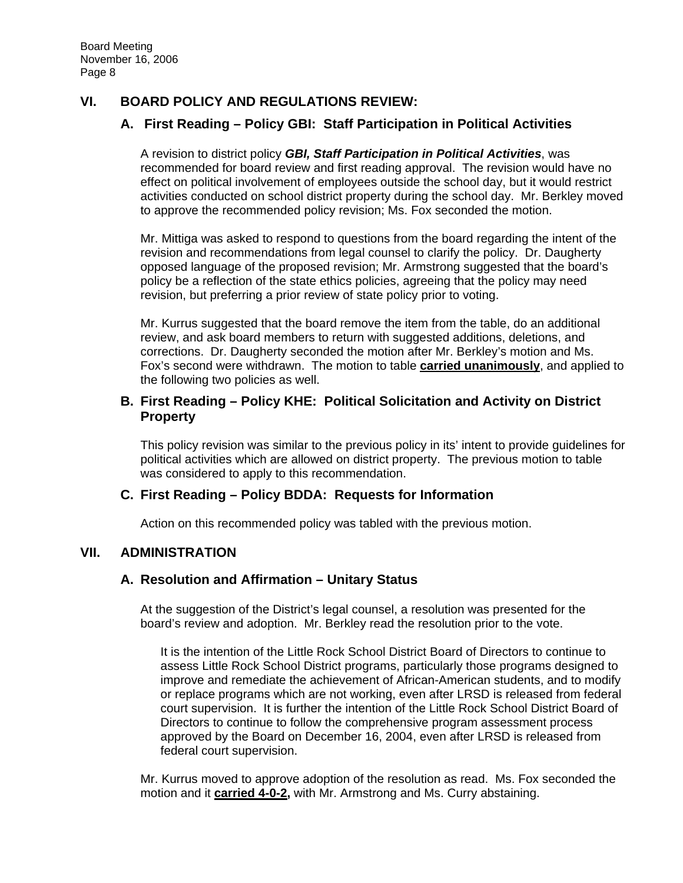## VI. BOARD POLICY AND REGULATIONS REVIEW:

### A. First Reading – Policy GBI: Staff Participation in Political Activities

A revision to district policy ***GBI, Staff Participation in Political Activities***, was recommended for board review and first reading approval. The revision would have no effect on political involvement of employees outside the school day, but it would restrict activities conducted on school district property during the school day. Mr. Berkley moved to approve the recommended policy revision; Ms. Fox seconded the motion.

Mr. Mittiga was asked to respond to questions from the board regarding the intent of the revision and recommendations from legal counsel to clarify the policy. Dr. Daugherty opposed language of the proposed revision; Mr. Armstrong suggested that the board's policy be a reflection of the state ethics policies, agreeing that the policy may need revision, but preferring a prior review of state policy prior to voting.

Mr. Kurrus suggested that the board remove the item from the table, do an additional review, and ask board members to return with suggested additions, deletions, and corrections. Dr. Daugherty seconded the motion after Mr. Berkley's motion and Ms. Fox's second were withdrawn. The motion to table **carried unanimously**, and applied to the following two policies as well.

### B. First Reading – Policy KHE: Political Solicitation and Activity on District Property

This policy revision was similar to the previous policy in its' intent to provide guidelines for political activities which are allowed on district property. The previous motion to table was considered to apply to this recommendation.

### C. First Reading – Policy BDDA: Requests for Information

Action on this recommended policy was tabled with the previous motion.

## VII. ADMINISTRATION

### A. Resolution and Affirmation – Unitary Status

At the suggestion of the District's legal counsel, a resolution was presented for the board's review and adoption. Mr. Berkley read the resolution prior to the vote.

> It is the intention of the Little Rock School District Board of Directors to continue to assess Little Rock School District programs, particularly those programs designed to improve and remediate the achievement of African-American students, and to modify or replace programs which are not working, even after LRSD is released from federal court supervision. It is further the intention of the Little Rock School District Board of Directors to continue to follow the comprehensive program assessment process approved by the Board on December 16, 2004, even after LRSD is released from federal court supervision.

Mr. Kurrus moved to approve adoption of the resolution as read. Ms. Fox seconded the motion and it **carried 4-0-2,** with Mr. Armstrong and Ms. Curry abstaining.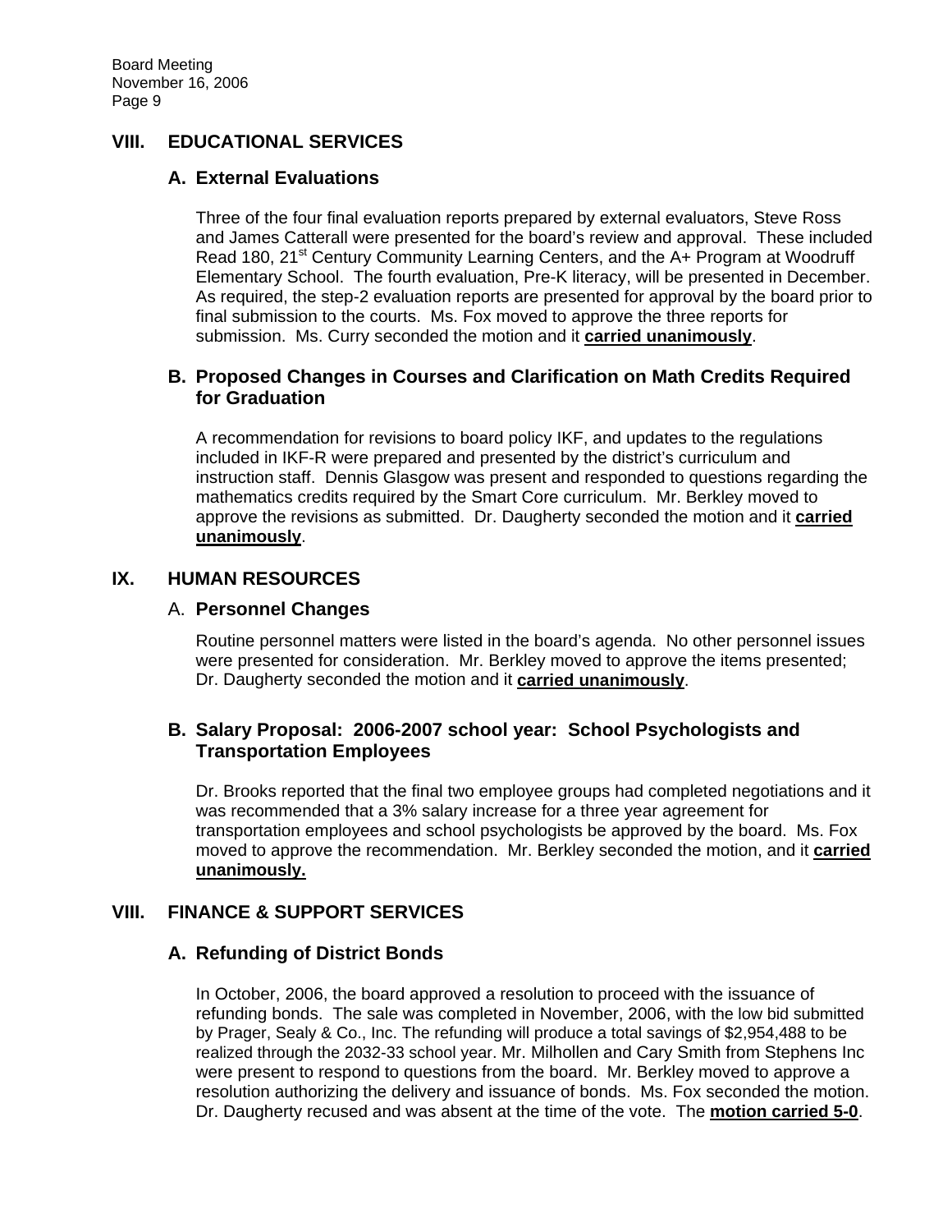## VIII. EDUCATIONAL SERVICES

### A. External Evaluations

Three of the four final evaluation reports prepared by external evaluators, Steve Ross and James Catterall were presented for the board's review and approval. These included Read 180, 21st Century Community Learning Centers, and the A+ Program at Woodruff Elementary School. The fourth evaluation, Pre-K literacy, will be presented in December. As required, the step-2 evaluation reports are presented for approval by the board prior to final submission to the courts. Ms. Fox moved to approve the three reports for submission. Ms. Curry seconded the motion and it **carried unanimously**.

### B. Proposed Changes in Courses and Clarification on Math Credits Required for Graduation

A recommendation for revisions to board policy IKF, and updates to the regulations included in IKF-R were prepared and presented by the district's curriculum and instruction staff. Dennis Glasgow was present and responded to questions regarding the mathematics credits required by the Smart Core curriculum. Mr. Berkley moved to approve the revisions as submitted. Dr. Daugherty seconded the motion and it **carried unanimously**.

## IX. HUMAN RESOURCES

### A. Personnel Changes

Routine personnel matters were listed in the board's agenda. No other personnel issues were presented for consideration. Mr. Berkley moved to approve the items presented; Dr. Daugherty seconded the motion and it **carried unanimously**.

### B. Salary Proposal: 2006-2007 school year: School Psychologists and Transportation Employees

Dr. Brooks reported that the final two employee groups had completed negotiations and it was recommended that a 3% salary increase for a three year agreement for transportation employees and school psychologists be approved by the board. Ms. Fox moved to approve the recommendation. Mr. Berkley seconded the motion, and it **carried unanimously.**

## VIII. FINANCE & SUPPORT SERVICES

### A. Refunding of District Bonds

In October, 2006, the board approved a resolution to proceed with the issuance of refunding bonds. The sale was completed in November, 2006, with the low bid submitted by Prager, Sealy & Co., Inc. The refunding will produce a total savings of $2,954,488 to be realized through the 2032-33 school year. Mr. Milhollen and Cary Smith from Stephens Inc were present to respond to questions from the board. Mr. Berkley moved to approve a resolution authorizing the delivery and issuance of bonds. Ms. Fox seconded the motion. Dr. Daugherty recused and was absent at the time of the vote. The **motion carried 5-0**.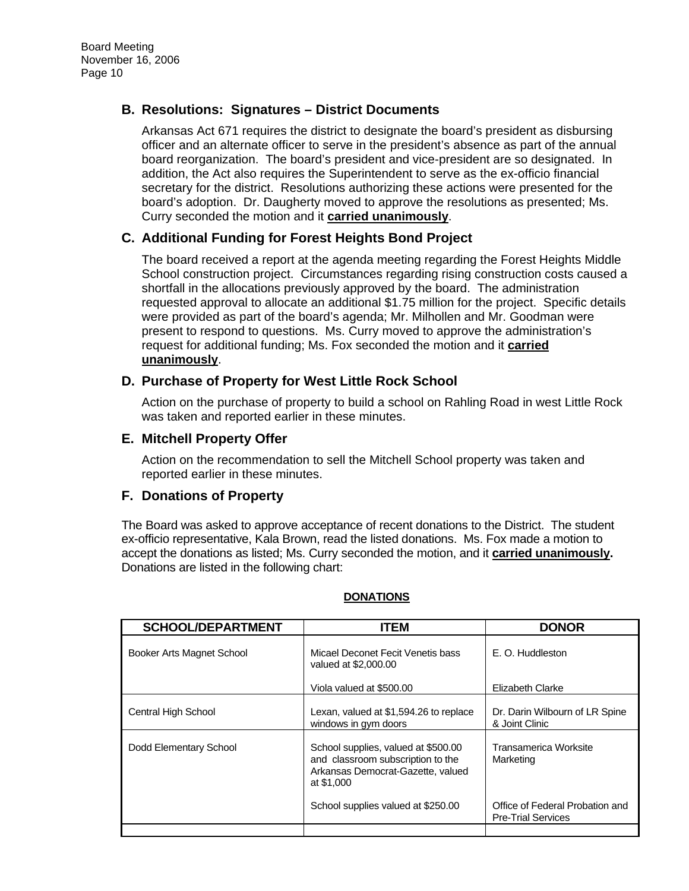## B. Resolutions: Signatures – District Documents

Arkansas Act 671 requires the district to designate the board's president as disbursing officer and an alternate officer to serve in the president's absence as part of the annual board reorganization. The board's president and vice-president are so designated. In addition, the Act also requires the Superintendent to serve as the ex-officio financial secretary for the district. Resolutions authorizing these actions were presented for the board's adoption. Dr. Daugherty moved to approve the resolutions as presented; Ms. Curry seconded the motion and it **carried unanimously**.

## C. Additional Funding for Forest Heights Bond Project

The board received a report at the agenda meeting regarding the Forest Heights Middle School construction project. Circumstances regarding rising construction costs caused a shortfall in the allocations previously approved by the board. The administration requested approval to allocate an additional $1.75 million for the project. Specific details were provided as part of the board's agenda; Mr. Milhollen and Mr. Goodman were present to respond to questions. Ms. Curry moved to approve the administration's request for additional funding; Ms. Fox seconded the motion and it **carried unanimously**.

## D. Purchase of Property for West Little Rock School

Action on the purchase of property to build a school on Rahling Road in west Little Rock was taken and reported earlier in these minutes.

## E. Mitchell Property Offer

Action on the recommendation to sell the Mitchell School property was taken and reported earlier in these minutes.

## F. Donations of Property

The Board was asked to approve acceptance of recent donations to the District. The student ex-officio representative, Kala Brown, read the listed donations. Ms. Fox made a motion to accept the donations as listed; Ms. Curry seconded the motion, and it **carried unanimously.** Donations are listed in the following chart:

**DONATIONS**

| SCHOOL/DEPARTMENT | ITEM | DONOR |
|---|---|---|
| Booker Arts Magnet School | Micael Deconet Fecit Venetis bass valued at $2,000.00 | E. O. Huddleston |
| | Viola valued at $500.00 | Elizabeth Clarke |
| Central High School | Lexan, valued at $1,594.26 to replace windows in gym doors | Dr. Darin Wilbourn of LR Spine & Joint Clinic |
| Dodd Elementary School | School supplies, valued at $500.00 and classroom subscription to the Arkansas Democrat-Gazette, valued at $1,000 | Transamerica Worksite Marketing |
| | School supplies valued at $250.00 | Office of Federal Probation and Pre-Trial Services |
| | | |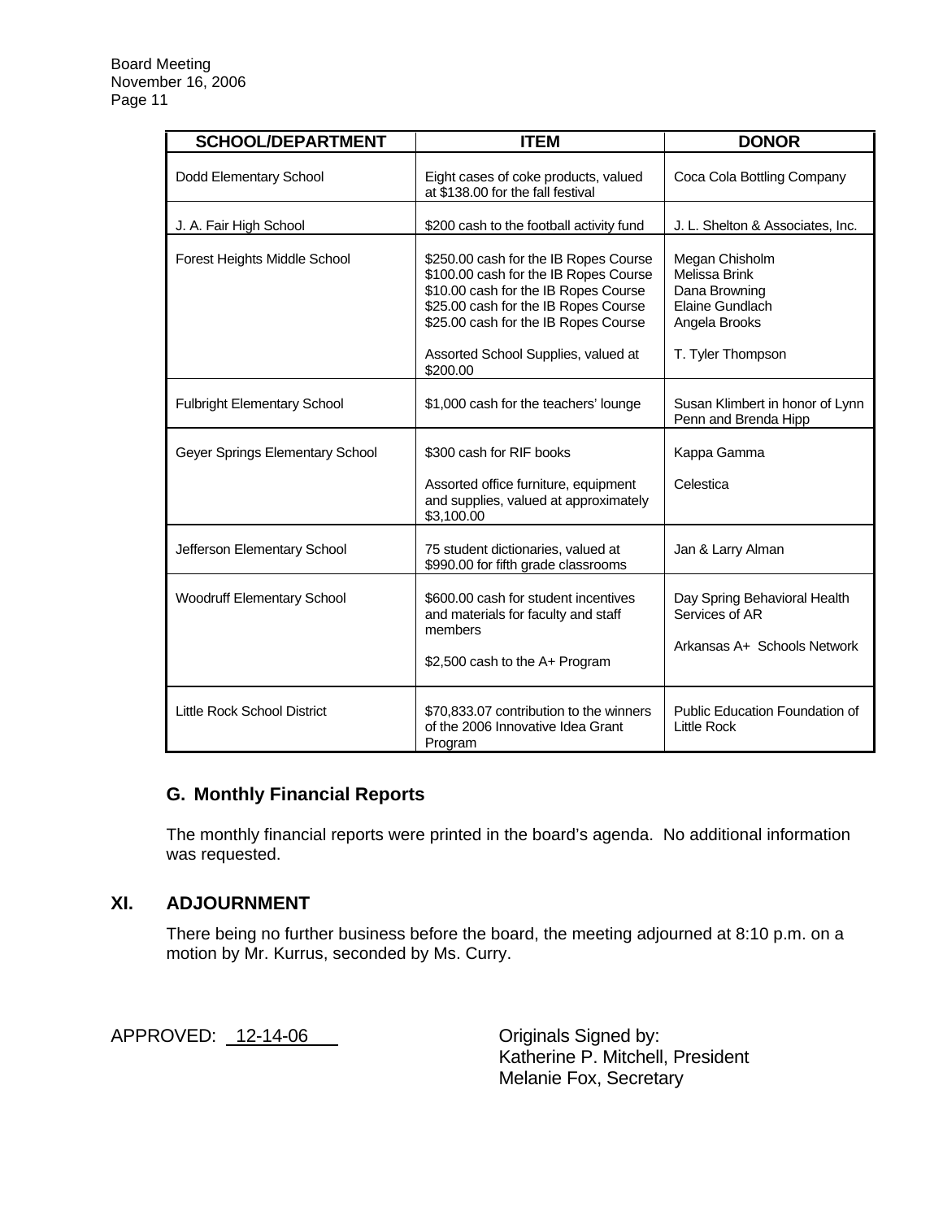| SCHOOL/DEPARTMENT | ITEM | DONOR |
|---|---|---|
| Dodd Elementary School | Eight cases of coke products, valued at $138.00 for the fall festival | Coca Cola Bottling Company |
| J. A. Fair High School | $200 cash to the football activity fund | J. L. Shelton & Associates, Inc. |
| Forest Heights Middle School | $250.00 cash for the IB Ropes Course<br>$100.00 cash for the IB Ropes Course<br>$10.00 cash for the IB Ropes Course<br>$25.00 cash for the IB Ropes Course<br>$25.00 cash for the IB Ropes Course<br><br>Assorted School Supplies, valued at $200.00 | Megan Chisholm<br>Melissa Brink<br>Dana Browning<br>Elaine Gundlach<br>Angela Brooks<br><br>T. Tyler Thompson |
| Fulbright Elementary School | $1,000 cash for the teachers' lounge | Susan Klimbert in honor of Lynn Penn and Brenda Hipp |
| Geyer Springs Elementary School | $300 cash for RIF books<br><br>Assorted office furniture, equipment and supplies, valued at approximately $3,100.00 | Kappa Gamma<br><br>Celestica |
| Jefferson Elementary School | 75 student dictionaries, valued at $990.00 for fifth grade classrooms | Jan & Larry Alman |
| Woodruff Elementary School | $600.00 cash for student incentives and materials for faculty and staff members<br><br>$2,500 cash to the A+ Program | Day Spring Behavioral Health Services of AR<br><br>Arkansas A+ Schools Network |
| Little Rock School District | $70,833.07 contribution to the winners of the 2006 Innovative Idea Grant Program | Public Education Foundation of Little Rock |

### G. Monthly Financial Reports

The monthly financial reports were printed in the board's agenda. No additional information was requested.

## XI. ADJOURNMENT

There being no further business before the board, the meeting adjourned at 8:10 p.m. on a motion by Mr. Kurrus, seconded by Ms. Curry.

APPROVED: 12-14-06

Originals Signed by:
Katherine P. Mitchell, President
Melanie Fox, Secretary